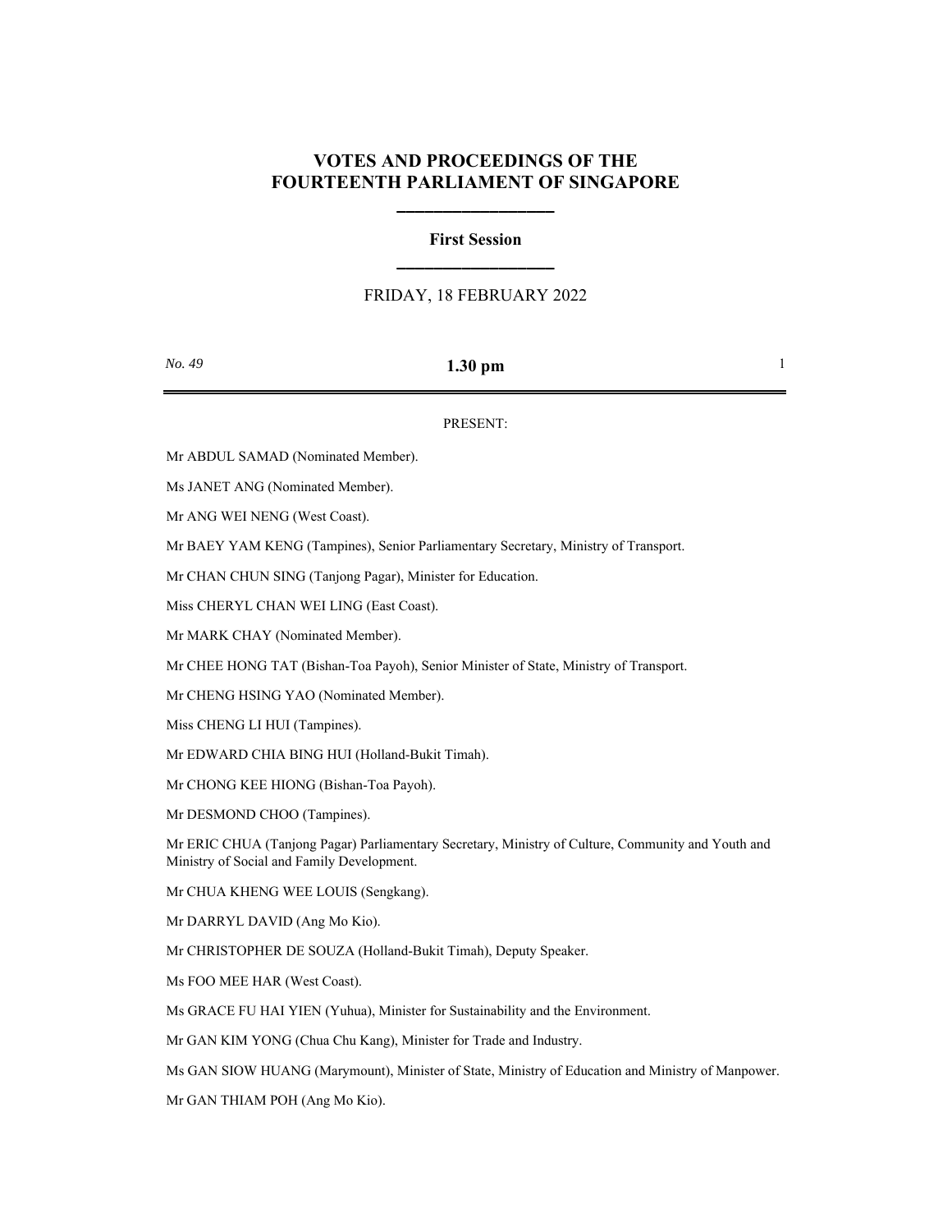# VOTES AND PROCEEDINGS OF THE FOURTEENTH PARLIAMENT OF SINGAPORE

---

## First Session

---

FRIDAY, 18 FEBRUARY 2022

*No. 49* **1.30 pm**

---

PRESENT:

Mr ABDUL SAMAD (Nominated Member).

Ms JANET ANG (Nominated Member).

Mr ANG WEI NENG (West Coast).

Mr BAEY YAM KENG (Tampines), Senior Parliamentary Secretary, Ministry of Transport.

Mr CHAN CHUN SING (Tanjong Pagar), Minister for Education.

Miss CHERYL CHAN WEI LING (East Coast).

Mr MARK CHAY (Nominated Member).

Mr CHEE HONG TAT (Bishan-Toa Payoh), Senior Minister of State, Ministry of Transport.

Mr CHENG HSING YAO (Nominated Member).

Miss CHENG LI HUI (Tampines).

Mr EDWARD CHIA BING HUI (Holland-Bukit Timah).

Mr CHONG KEE HIONG (Bishan-Toa Payoh).

Mr DESMOND CHOO (Tampines).

Mr ERIC CHUA (Tanjong Pagar) Parliamentary Secretary, Ministry of Culture, Community and Youth and Ministry of Social and Family Development.

Mr CHUA KHENG WEE LOUIS (Sengkang).

Mr DARRYL DAVID (Ang Mo Kio).

Mr CHRISTOPHER DE SOUZA (Holland-Bukit Timah), Deputy Speaker.

Ms FOO MEE HAR (West Coast).

Ms GRACE FU HAI YIEN (Yuhua), Minister for Sustainability and the Environment.

Mr GAN KIM YONG (Chua Chu Kang), Minister for Trade and Industry.

Ms GAN SIOW HUANG (Marymount), Minister of State, Ministry of Education and Ministry of Manpower.

Mr GAN THIAM POH (Ang Mo Kio).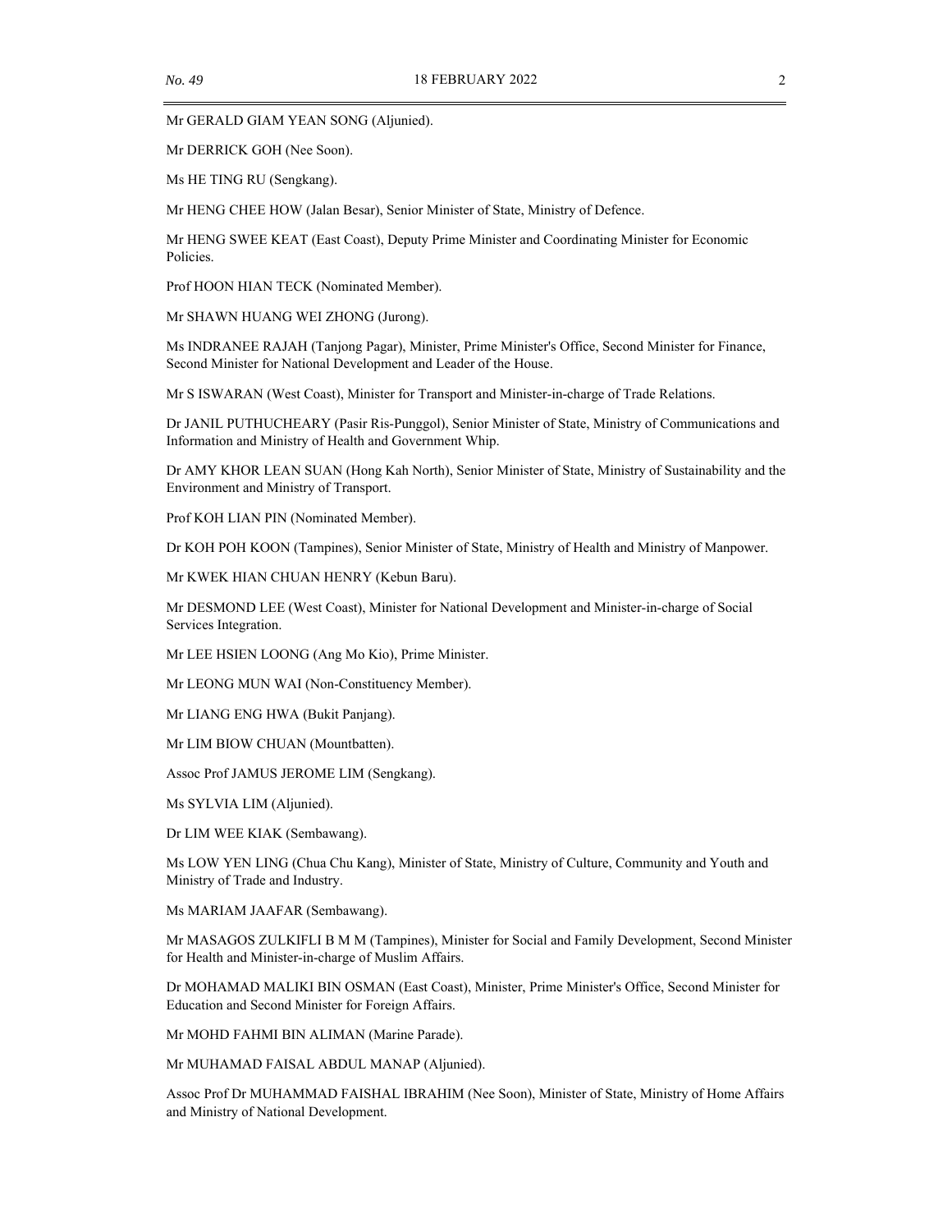Mr GERALD GIAM YEAN SONG (Aljunied).

Mr DERRICK GOH (Nee Soon).

Ms HE TING RU (Sengkang).

Mr HENG CHEE HOW (Jalan Besar), Senior Minister of State, Ministry of Defence.

Mr HENG SWEE KEAT (East Coast), Deputy Prime Minister and Coordinating Minister for Economic Policies.

Prof HOON HIAN TECK (Nominated Member).

Mr SHAWN HUANG WEI ZHONG (Jurong).

Ms INDRANEE RAJAH (Tanjong Pagar), Minister, Prime Minister's Office, Second Minister for Finance, Second Minister for National Development and Leader of the House.

Mr S ISWARAN (West Coast), Minister for Transport and Minister-in-charge of Trade Relations.

Dr JANIL PUTHUCHEARY (Pasir Ris-Punggol), Senior Minister of State, Ministry of Communications and Information and Ministry of Health and Government Whip.

Dr AMY KHOR LEAN SUAN (Hong Kah North), Senior Minister of State, Ministry of Sustainability and the Environment and Ministry of Transport.

Prof KOH LIAN PIN (Nominated Member).

Dr KOH POH KOON (Tampines), Senior Minister of State, Ministry of Health and Ministry of Manpower.

Mr KWEK HIAN CHUAN HENRY (Kebun Baru).

Mr DESMOND LEE (West Coast), Minister for National Development and Minister-in-charge of Social Services Integration.

Mr LEE HSIEN LOONG (Ang Mo Kio), Prime Minister.

Mr LEONG MUN WAI (Non-Constituency Member).

Mr LIANG ENG HWA (Bukit Panjang).

Mr LIM BIOW CHUAN (Mountbatten).

Assoc Prof JAMUS JEROME LIM (Sengkang).

Ms SYLVIA LIM (Aljunied).

Dr LIM WEE KIAK (Sembawang).

Ms LOW YEN LING (Chua Chu Kang), Minister of State, Ministry of Culture, Community and Youth and Ministry of Trade and Industry.

Ms MARIAM JAAFAR (Sembawang).

Mr MASAGOS ZULKIFLI B M M (Tampines), Minister for Social and Family Development, Second Minister for Health and Minister-in-charge of Muslim Affairs.

Dr MOHAMAD MALIKI BIN OSMAN (East Coast), Minister, Prime Minister's Office, Second Minister for Education and Second Minister for Foreign Affairs.

Mr MOHD FAHMI BIN ALIMAN (Marine Parade).

Mr MUHAMAD FAISAL ABDUL MANAP (Aljunied).

Assoc Prof Dr MUHAMMAD FAISHAL IBRAHIM (Nee Soon), Minister of State, Ministry of Home Affairs and Ministry of National Development.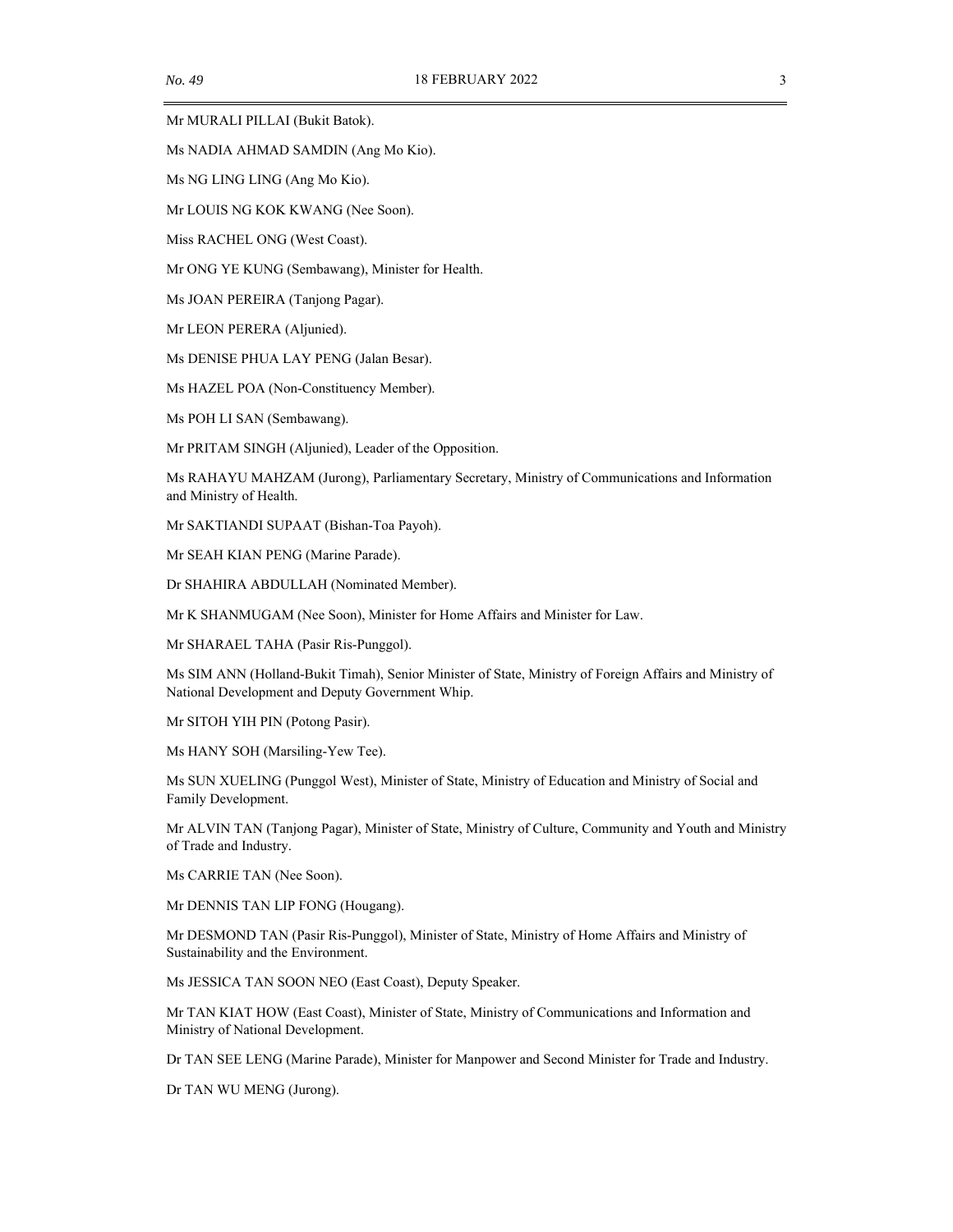Mr MURALI PILLAI (Bukit Batok).

Ms NADIA AHMAD SAMDIN (Ang Mo Kio).

Ms NG LING LING (Ang Mo Kio).

Mr LOUIS NG KOK KWANG (Nee Soon).

Miss RACHEL ONG (West Coast).

Mr ONG YE KUNG (Sembawang), Minister for Health.

Ms JOAN PEREIRA (Tanjong Pagar).

Mr LEON PERERA (Aljunied).

Ms DENISE PHUA LAY PENG (Jalan Besar).

Ms HAZEL POA (Non-Constituency Member).

Ms POH LI SAN (Sembawang).

Mr PRITAM SINGH (Aljunied), Leader of the Opposition.

Ms RAHAYU MAHZAM (Jurong), Parliamentary Secretary, Ministry of Communications and Information and Ministry of Health.

Mr SAKTIANDI SUPAAT (Bishan-Toa Payoh).

Mr SEAH KIAN PENG (Marine Parade).

Dr SHAHIRA ABDULLAH (Nominated Member).

Mr K SHANMUGAM (Nee Soon), Minister for Home Affairs and Minister for Law.

Mr SHARAEL TAHA (Pasir Ris-Punggol).

Ms SIM ANN (Holland-Bukit Timah), Senior Minister of State, Ministry of Foreign Affairs and Ministry of National Development and Deputy Government Whip.

Mr SITOH YIH PIN (Potong Pasir).

Ms HANY SOH (Marsiling-Yew Tee).

Ms SUN XUELING (Punggol West), Minister of State, Ministry of Education and Ministry of Social and Family Development.

Mr ALVIN TAN (Tanjong Pagar), Minister of State, Ministry of Culture, Community and Youth and Ministry of Trade and Industry.

Ms CARRIE TAN (Nee Soon).

Mr DENNIS TAN LIP FONG (Hougang).

Mr DESMOND TAN (Pasir Ris-Punggol), Minister of State, Ministry of Home Affairs and Ministry of Sustainability and the Environment.

Ms JESSICA TAN SOON NEO (East Coast), Deputy Speaker.

Mr TAN KIAT HOW (East Coast), Minister of State, Ministry of Communications and Information and Ministry of National Development.

Dr TAN SEE LENG (Marine Parade), Minister for Manpower and Second Minister for Trade and Industry.

Dr TAN WU MENG (Jurong).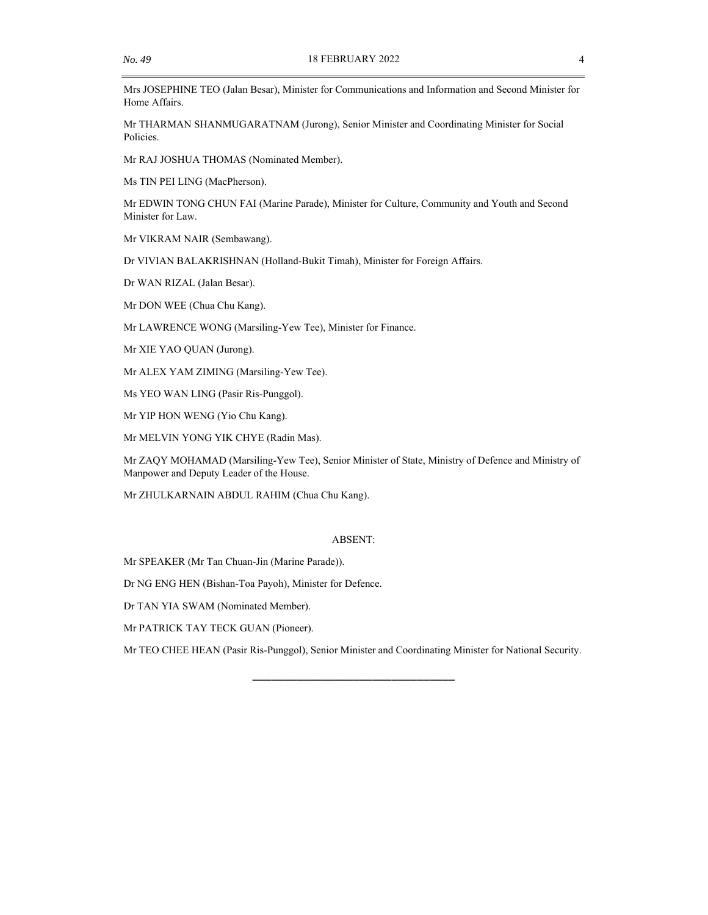Mrs JOSEPHINE TEO (Jalan Besar), Minister for Communications and Information and Second Minister for Home Affairs.

Mr THARMAN SHANMUGARATNAM (Jurong), Senior Minister and Coordinating Minister for Social Policies.

Mr RAJ JOSHUA THOMAS (Nominated Member).

Ms TIN PEI LING (MacPherson).

Mr EDWIN TONG CHUN FAI (Marine Parade), Minister for Culture, Community and Youth and Second Minister for Law.

Mr VIKRAM NAIR (Sembawang).

Dr VIVIAN BALAKRISHNAN (Holland-Bukit Timah), Minister for Foreign Affairs.

Dr WAN RIZAL (Jalan Besar).

Mr DON WEE (Chua Chu Kang).

Mr LAWRENCE WONG (Marsiling-Yew Tee), Minister for Finance.

Mr XIE YAO QUAN (Jurong).

Mr ALEX YAM ZIMING (Marsiling-Yew Tee).

Ms YEO WAN LING (Pasir Ris-Punggol).

Mr YIP HON WENG (Yio Chu Kang).

Mr MELVIN YONG YIK CHYE (Radin Mas).

Mr ZAQY MOHAMAD (Marsiling-Yew Tee), Senior Minister of State, Ministry of Defence and Ministry of Manpower and Deputy Leader of the House.

Mr ZHULKARNAIN ABDUL RAHIM (Chua Chu Kang).

ABSENT:

Mr SPEAKER (Mr Tan Chuan-Jin (Marine Parade)).

Dr NG ENG HEN (Bishan-Toa Payoh), Minister for Defence.

Dr TAN YIA SWAM (Nominated Member).

Mr PATRICK TAY TECK GUAN (Pioneer).

Mr TEO CHEE HEAN (Pasir Ris-Punggol), Senior Minister and Coordinating Minister for National Security.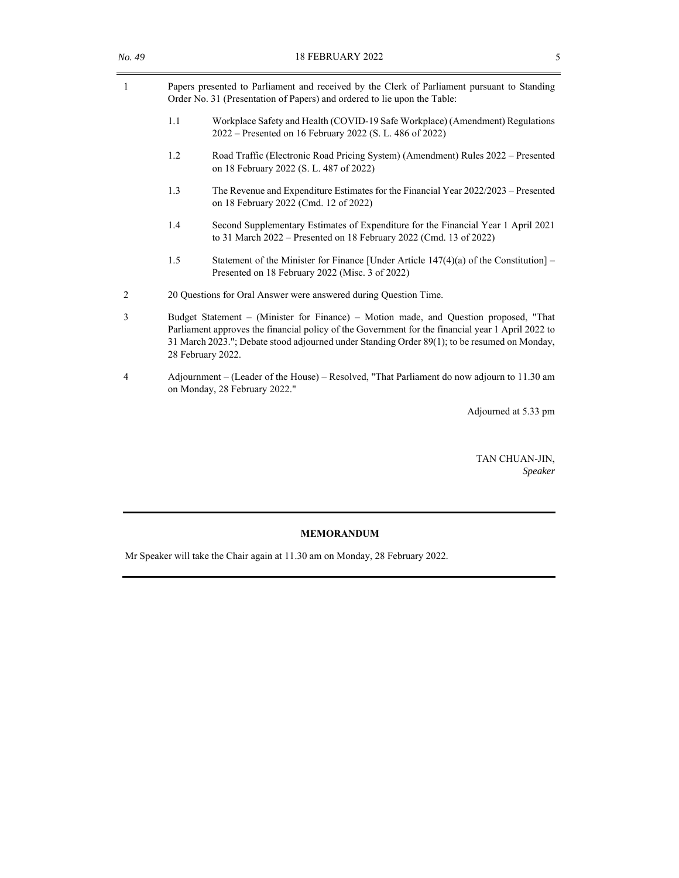1 Papers presented to Parliament and received by the Clerk of Parliament pursuant to Standing Order No. 31 (Presentation of Papers) and ordered to lie upon the Table:

1.1 Workplace Safety and Health (COVID-19 Safe Workplace) (Amendment) Regulations 2022 – Presented on 16 February 2022 (S. L. 486 of 2022)

1.2 Road Traffic (Electronic Road Pricing System) (Amendment) Rules 2022 – Presented on 18 February 2022 (S. L. 487 of 2022)

1.3 The Revenue and Expenditure Estimates for the Financial Year 2022/2023 – Presented on 18 February 2022 (Cmd. 12 of 2022)

1.4 Second Supplementary Estimates of Expenditure for the Financial Year 1 April 2021 to 31 March 2022 – Presented on 18 February 2022 (Cmd. 13 of 2022)

1.5 Statement of the Minister for Finance [Under Article 147(4)(a) of the Constitution] – Presented on 18 February 2022 (Misc. 3 of 2022)

2 20 Questions for Oral Answer were answered during Question Time.

3 Budget Statement – (Minister for Finance) – Motion made, and Question proposed, "That Parliament approves the financial policy of the Government for the financial year 1 April 2022 to 31 March 2023."; Debate stood adjourned under Standing Order 89(1); to be resumed on Monday, 28 February 2022.

4 Adjournment – (Leader of the House) – Resolved, "That Parliament do now adjourn to 11.30 am on Monday, 28 February 2022."

Adjourned at 5.33 pm

TAN CHUAN-JIN,
*Speaker*

---

**MEMORANDUM**

Mr Speaker will take the Chair again at 11.30 am on Monday, 28 February 2022.

---